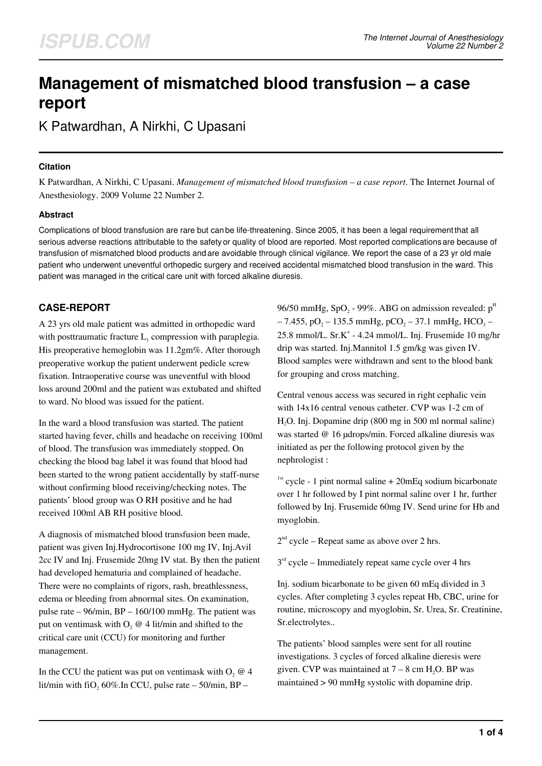# Management of mismatched blood transfusion – a case report

K Patwardhan, A Nirkhi, C Upasani

### Citation

K Patwardhan, A Nirkhi, C Upasani. *Management of mismatched blood transfusion – a case report*. The Internet Journal of Anesthesiology. 2009 Volume 22 Number 2.

### Abstract

Complications of blood transfusion are rare but can be life-threatening. Since 2005, it has been a legal requirement that all serious adverse reactions attributable to the safety or quality of blood are reported. Most reported complications are because of transfusion of mismatched blood products and are avoidable through clinical vigilance. We report the case of a 23 yr old male patient who underwent uneventful orthopedic surgery and received accidental mismatched blood transfusion in the ward. This patient was managed in the critical care unit with forced alkaline diuresis.

## CASE-REPORT

A 23 yrs old male patient was admitted in orthopedic ward with posttraumatic fracture $L_1$ compression with paraplegia. His preoperative hemoglobin was 11.2gm%. After thorough preoperative workup the patient underwent pedicle screw fixation. Intraoperative course was uneventful with blood loss around 200ml and the patient was extubated and shifted to ward. No blood was issued for the patient.

In the ward a blood transfusion was started. The patient started having fever, chills and headache on receiving 100ml of blood. The transfusion was immediately stopped. On checking the blood bag label it was found that blood had been started to the wrong patient accidentally by staff-nurse without confirming blood receiving/checking notes. The patients' blood group was O RH positive and he had received 100ml AB RH positive blood.

A diagnosis of mismatched blood transfusion been made, patient was given Inj.Hydrocortisone 100 mg IV, Inj.Avil 2cc IV and Inj. Frusemide 20mg IV stat. By then the patient had developed hematuria and complained of headache. There were no complaints of rigors, rash, breathlessness, edema or bleeding from abnormal sites. On examination, pulse rate – 96/min, BP – 160/100 mmHg. The patient was put on ventimask with $O_2$ @ 4 lit/min and shifted to the critical care unit (CCU) for monitoring and further management.

In the CCU the patient was put on ventimask with $O_2$ @ 4 lit/min with $fiO_2$ 60%.In CCU, pulse rate – 50/min, BP – 96/50 mmHg, $SpO_2$ - 99%. ABG on admission revealed: $p^H$ – 7.455, $pO_2$ – 135.5 mmHg, $pCO_2$ – 37.1 mmHg, $HCO_3$ – 25.8 mmol/L. Sr.$K^+$ - 4.24 mmol/L. Inj. Frusemide 10 mg/hr drip was started. Inj.Mannitol 1.5 gm/kg was given IV. Blood samples were withdrawn and sent to the blood bank for grouping and cross matching.

Central venous access was secured in right cephalic vein with 14x16 central venous catheter. CVP was 1-2 cm of $H_2O$. Inj. Dopamine drip (800 mg in 500 ml normal saline) was started @ 16 µdrops/min. Forced alkaline diuresis was initiated as per the following protocol given by the nephrologist :

$1^{st}$ cycle - 1 pint normal saline + 20mEq sodium bicarbonate over 1 hr followed by I pint normal saline over 1 hr, further followed by Inj. Frusemide 60mg IV. Send urine for Hb and myoglobin.

$2^{nd}$ cycle – Repeat same as above over 2 hrs.

$3^{rd}$ cycle – Immediately repeat same cycle over 4 hrs

Inj. sodium bicarbonate to be given 60 mEq divided in 3 cycles. After completing 3 cycles repeat Hb, CBC, urine for routine, microscopy and myoglobin, Sr. Urea, Sr. Creatinine, Sr.electrolytes..

The patients' blood samples were sent for all routine investigations. 3 cycles of forced alkaline dieresis were given. CVP was maintained at 7 – 8 cm $H_2O$. BP was maintained > 90 mmHg systolic with dopamine drip.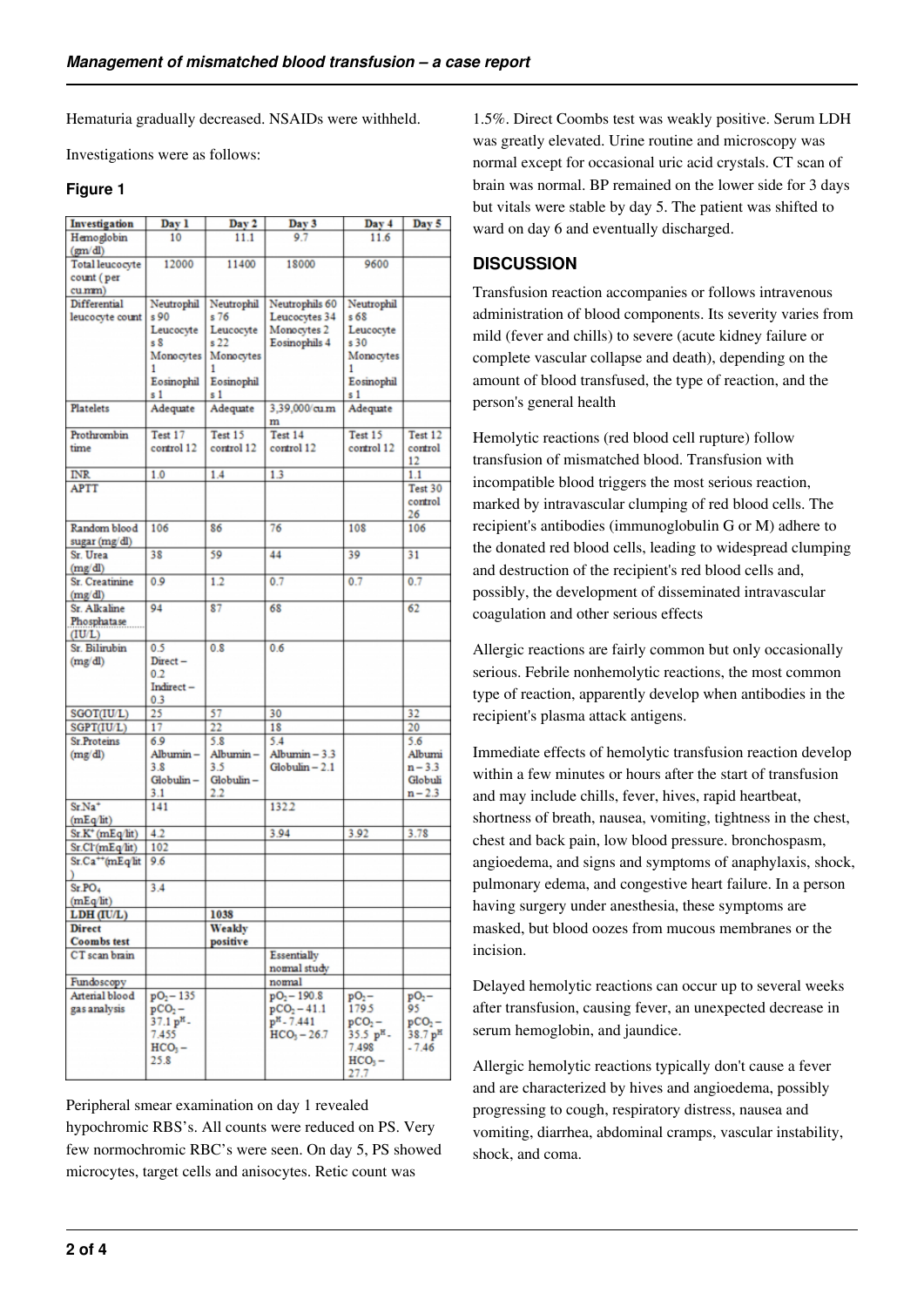Hematuria gradually decreased. NSAIDs were withheld.

Investigations were as follows:

**Figure 1**

| Investigation | Day 1 | Day 2 | Day 3 | Day 4 | Day 5 |
|---|---|---|---|---|---|
| Hemoglobin (gm/dl) | 10 | 11.1 | 9.7 | 11.6 | |
| Total leucocyte count (per cu.mm) | 12000 | 11400 | 18000 | 9600 | |
| Differential leucocyte count | Neutrophils 90 Leucocytes 8 Monocytes 1 Eosinophils 1 | Neutrophils 76 Leucocytes 22 Monocytes 1 Eosinophils 1 | Neutrophils 60 Leucocytes 34 Monocytes 2 Eosinophils 4 | Neutrophils 68 Leucocytes 30 Monocytes 1 Eosinophils 1 | |
| Platelets | Adequate | Adequate | 3,39,000/cu.mm | Adequate | |
| Prothrombin time | Test 17 control 12 | Test 15 control 12 | Test 14 control 12 | Test 15 control 12 | Test 12 control 12 |
| INR | 1.0 | 1.4 | 1.3 | | 1.1 |
| APTT | | | | | Test 30 control 26 |
| Random blood sugar (mg/dl) | 106 | 86 | 76 | 108 | 106 |
| Sr. Urea (mg/dl) | 38 | 59 | 44 | 39 | 31 |
| Sr. Creatinine (mg/dl) | 0.9 | 1.2 | 0.7 | 0.7 | 0.7 |
| Sr. Alkaline Phosphatase (IU/L) | 94 | 87 | 68 | | 62 |
| Sr. Bilirubin (mg/dl) | 0.5 Direct – 0.2 Indirect – 0.3 | 0.8 | 0.6 | | |
| SGOT(IU/L) | 25 | 57 | 30 | | 32 |
| SGPT(IU/L) | 17 | 22 | 18 | | 20 |
| Sr.Proteins (mg/dl) | 6.9 Albumin – 3.8 Globulin – 3.1 | 5.8 Albumin – 3.5 Globulin – 2.2 | 5.4 Albumin – 3.3 Globulin – 2.1 | | 5.6 Albumin – 3.3 Globulin – 2.3 |
| $Sr.Na^+$ (mEq/lit) | 141 | | 132.2 | | |
| $Sr.K^+$ (mEq/lit) | 4.2 | | 3.94 | 3.92 | 3.78 |
| $Sr.Cl^-$ (mEq/lit) | 102 | | | | |
| $Sr.Ca^{++}$ (mEq/lit) | 9.6 | | | | |
| $Sr.PO_4$ (mEq/lit) | 3.4 | | | | |
| LDH (IU/L) | | 1038 | | | |
| Direct Coombs test | | Weakly positive | | | |
| CT scan brain | | | Essentially normal study | | |
| Fundoscopy | | | normal | | |
| Arterial blood gas analysis | $pO_2$ – 135 $pCO_2$ – 37.1 pH - 7.455 $HCO_3$ – 25.8 | | $pO_2$ – 190.8 $pCO_2$ – 41.1 pH - 7.441 $HCO_3$ – 26.7 | $pO_2$ – 179.5 $pCO_2$ – 35.5 pH - 7.498 $HCO_3$ – 27.7 | $pO_2$ – 95 $pCO_2$ – 38.7 pH - 7.46 |

Peripheral smear examination on day 1 revealed hypochromic RBS's. All counts were reduced on PS. Very few normochromic RBC's were seen. On day 5, PS showed microcytes, target cells and anisocytes. Retic count was 1.5%. Direct Coombs test was weakly positive. Serum LDH was greatly elevated. Urine routine and microscopy was normal except for occasional uric acid crystals. CT scan of brain was normal. BP remained on the lower side for 3 days but vitals were stable by day 5. The patient was shifted to ward on day 6 and eventually discharged.

## DISCUSSION

Transfusion reaction accompanies or follows intravenous administration of blood components. Its severity varies from mild (fever and chills) to severe (acute kidney failure or complete vascular collapse and death), depending on the amount of blood transfused, the type of reaction, and the person's general health

Hemolytic reactions (red blood cell rupture) follow transfusion of mismatched blood. Transfusion with incompatible blood triggers the most serious reaction, marked by intravascular clumping of red blood cells. The recipient's antibodies (immunoglobulin G or M) adhere to the donated red blood cells, leading to widespread clumping and destruction of the recipient's red blood cells and, possibly, the development of disseminated intravascular coagulation and other serious effects

Allergic reactions are fairly common but only occasionally serious. Febrile nonhemolytic reactions, the most common type of reaction, apparently develop when antibodies in the recipient's plasma attack antigens.

Immediate effects of hemolytic transfusion reaction develop within a few minutes or hours after the start of transfusion and may include chills, fever, hives, rapid heartbeat, shortness of breath, nausea, vomiting, tightness in the chest, chest and back pain, low blood pressure. bronchospasm, angioedema, and signs and symptoms of anaphylaxis, shock, pulmonary edema, and congestive heart failure. In a person having surgery under anesthesia, these symptoms are masked, but blood oozes from mucous membranes or the incision.

Delayed hemolytic reactions can occur up to several weeks after transfusion, causing fever, an unexpected decrease in serum hemoglobin, and jaundice.

Allergic hemolytic reactions typically don't cause a fever and are characterized by hives and angioedema, possibly progressing to cough, respiratory distress, nausea and vomiting, diarrhea, abdominal cramps, vascular instability, shock, and coma.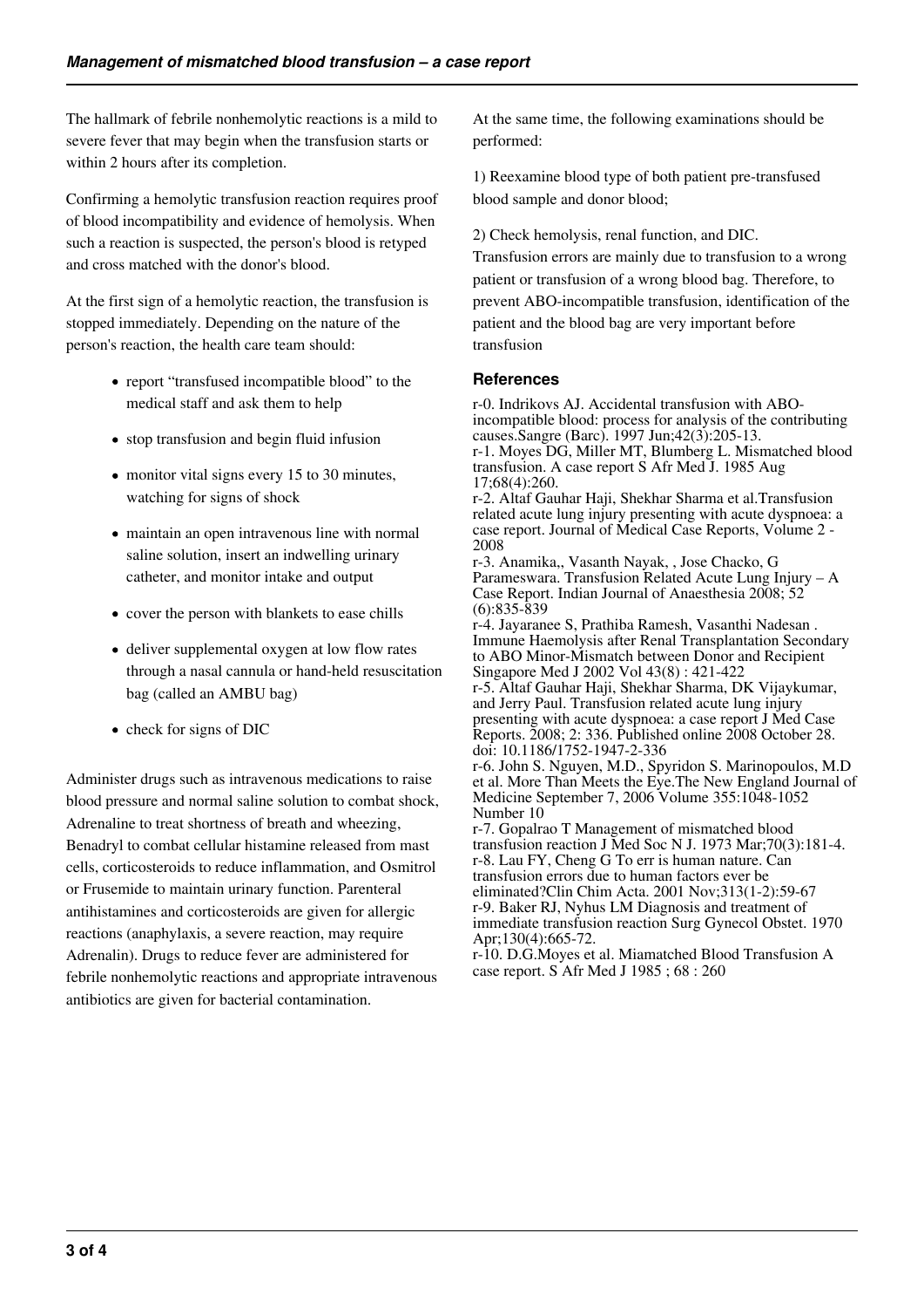The hallmark of febrile nonhemolytic reactions is a mild to severe fever that may begin when the transfusion starts or within 2 hours after its completion.

Confirming a hemolytic transfusion reaction requires proof of blood incompatibility and evidence of hemolysis. When such a reaction is suspected, the person's blood is retyped and cross matched with the donor's blood.

At the first sign of a hemolytic reaction, the transfusion is stopped immediately. Depending on the nature of the person's reaction, the health care team should:

- report "transfused incompatible blood" to the medical staff and ask them to help
- stop transfusion and begin fluid infusion
- monitor vital signs every 15 to 30 minutes, watching for signs of shock
- maintain an open intravenous line with normal saline solution, insert an indwelling urinary catheter, and monitor intake and output
- cover the person with blankets to ease chills
- deliver supplemental oxygen at low flow rates through a nasal cannula or hand-held resuscitation bag (called an AMBU bag)
- check for signs of DIC

Administer drugs such as intravenous medications to raise blood pressure and normal saline solution to combat shock, Adrenaline to treat shortness of breath and wheezing, Benadryl to combat cellular histamine released from mast cells, corticosteroids to reduce inflammation, and Osmitrol or Frusemide to maintain urinary function. Parenteral antihistamines and corticosteroids are given for allergic reactions (anaphylaxis, a severe reaction, may require Adrenalin). Drugs to reduce fever are administered for febrile nonhemolytic reactions and appropriate intravenous antibiotics are given for bacterial contamination.

At the same time, the following examinations should be performed:

1) Reexamine blood type of both patient pre-transfused blood sample and donor blood;

2) Check hemolysis, renal function, and DIC.

Transfusion errors are mainly due to transfusion to a wrong patient or transfusion of a wrong blood bag. Therefore, to prevent ABO-incompatible transfusion, identification of the patient and the blood bag are very important before transfusion

## References

r-0. Indrikovs AJ. Accidental transfusion with ABO-incompatible blood: process for analysis of the contributing causes.Sangre (Barc). 1997 Jun;42(3):205-13.

r-1. Moyes DG, Miller MT, Blumberg L. Mismatched blood transfusion. A case report S Afr Med J. 1985 Aug 17;68(4):260.

r-2. Altaf Gauhar Haji, Shekhar Sharma et al.Transfusion related acute lung injury presenting with acute dyspnoea: a case report. Journal of Medical Case Reports, Volume 2 - 2008

r-3. Anamika,, Vasanth Nayak, , Jose Chacko, G Parameswara. Transfusion Related Acute Lung Injury – A Case Report. Indian Journal of Anaesthesia 2008; 52 (6):835-839

r-4. Jayaranee S, Prathiba Ramesh, Vasanthi Nadesan . Immune Haemolysis after Renal Transplantation Secondary to ABO Minor-Mismatch between Donor and Recipient Singapore Med J 2002 Vol 43(8) : 421-422

r-5. Altaf Gauhar Haji, Shekhar Sharma, DK Vijaykumar, and Jerry Paul. Transfusion related acute lung injury presenting with acute dyspnoea: a case report J Med Case Reports. 2008; 2: 336. Published online 2008 October 28. doi: 10.1186/1752-1947-2-336

r-6. John S. Nguyen, M.D., Spyridon S. Marinopoulos, M.D et al. More Than Meets the Eye.The New England Journal of Medicine September 7, 2006 Volume 355:1048-1052 Number 10

r-7. Gopalrao T Management of mismatched blood transfusion reaction J Med Soc N J. 1973 Mar;70(3):181-4.

r-8. Lau FY, Cheng G To err is human nature. Can transfusion errors due to human factors ever be eliminated?Clin Chim Acta. 2001 Nov;313(1-2):59-67

r-9. Baker RJ, Nyhus LM Diagnosis and treatment of immediate transfusion reaction Surg Gynecol Obstet. 1970 Apr;130(4):665-72.

r-10. D.G.Moyes et al. Miamatched Blood Transfusion A case report. S Afr Med J 1985 ; 68 : 260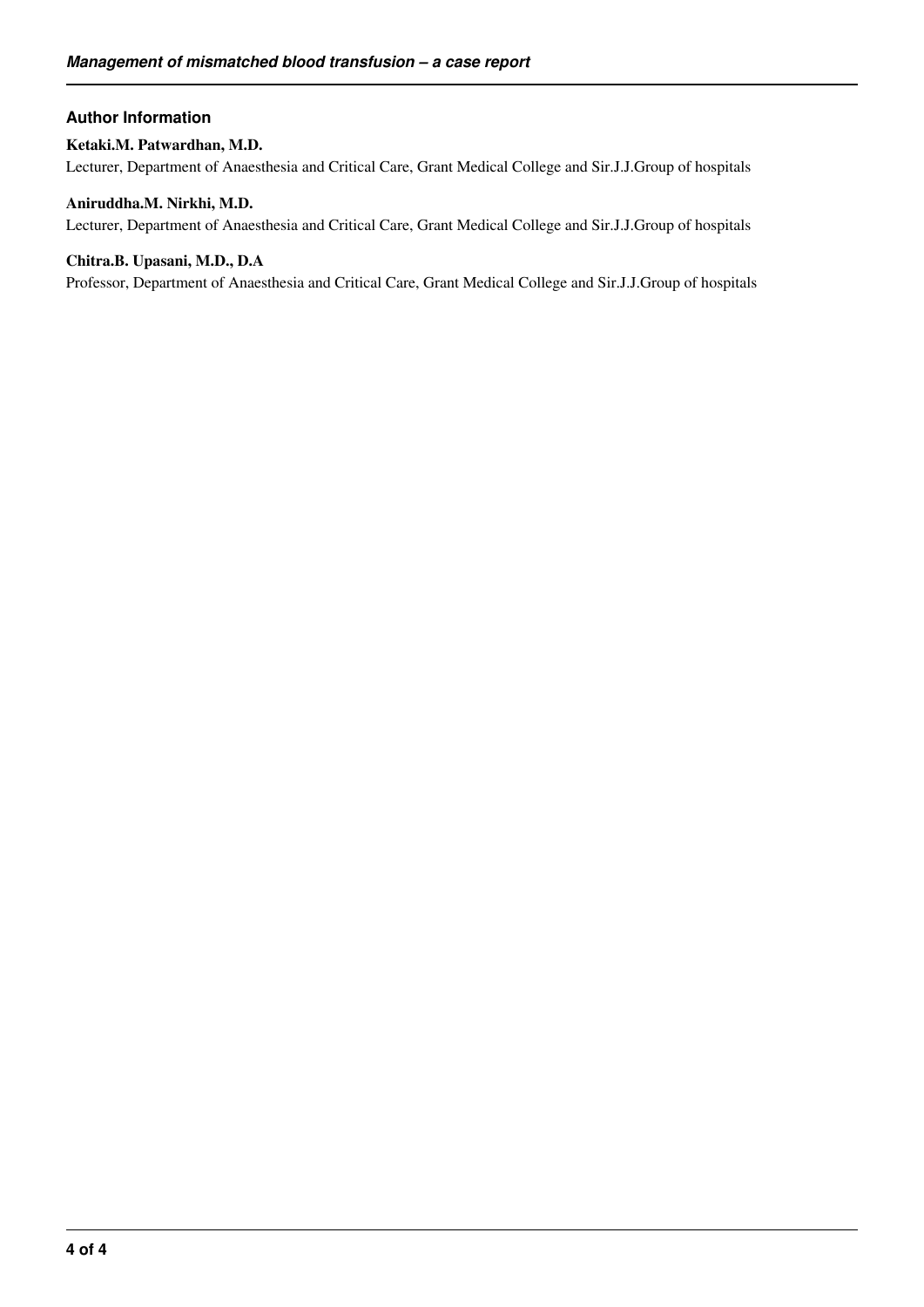### Author Information

**Ketaki.M. Patwardhan, M.D.**
Lecturer, Department of Anaesthesia and Critical Care, Grant Medical College and Sir.J.J.Group of hospitals

**Aniruddha.M. Nirkhi, M.D.**
Lecturer, Department of Anaesthesia and Critical Care, Grant Medical College and Sir.J.J.Group of hospitals

**Chitra.B. Upasani, M.D., D.A**
Professor, Department of Anaesthesia and Critical Care, Grant Medical College and Sir.J.J.Group of hospitals